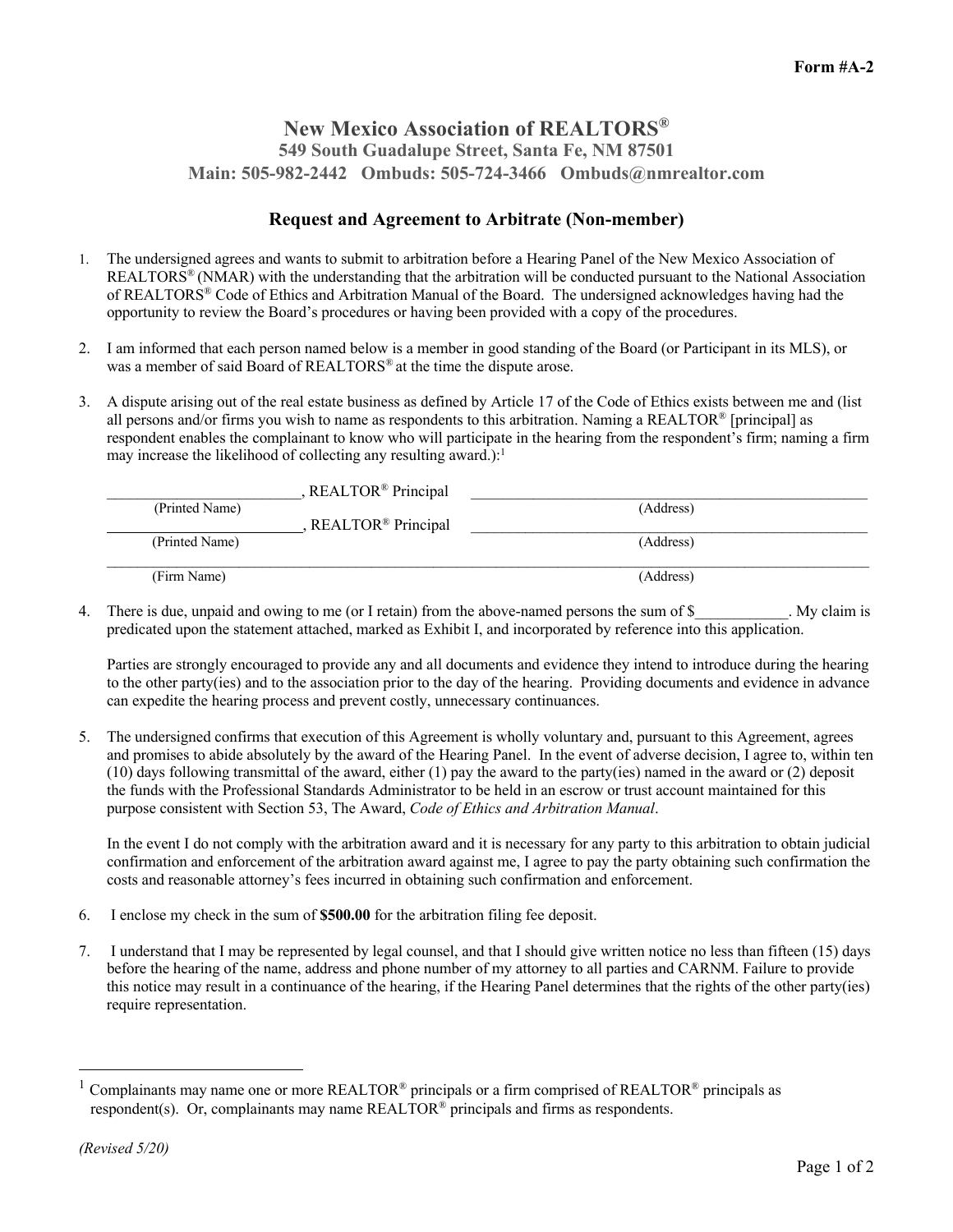Form #A-2

# New Mexico Association of REALTORS®

**549 South Guadalupe Street, Santa Fe, NM 87501**
**Main: 505-982-2442 Ombuds: 505-724-3466 Ombuds@nmrealtor.com**

## Request and Agreement to Arbitrate (Non-member)

1. The undersigned agrees and wants to submit to arbitration before a Hearing Panel of the New Mexico Association of REALTORS® (NMAR) with the understanding that the arbitration will be conducted pursuant to the National Association of REALTORS® Code of Ethics and Arbitration Manual of the Board. The undersigned acknowledges having had the opportunity to review the Board's procedures or having been provided with a copy of the procedures.

2. I am informed that each person named below is a member in good standing of the Board (or Participant in its MLS), or was a member of said Board of REALTORS® at the time the dispute arose.

3. A dispute arising out of the real estate business as defined by Article 17 of the Code of Ethics exists between me and (list all persons and/or firms you wish to name as respondents to this arbitration. Naming a REALTOR® [principal] as respondent enables the complainant to know who will participate in the hearing from the respondent's firm; naming a firm may increase the likelihood of collecting any resulting award.):[1]

_________________________, REALTOR® Principal  _______________________________________________
(Printed Name)  (Address)

_________________________, REALTOR® Principal  _______________________________________________
(Printed Name)  (Address)

______________________________________________________________________________________________
(Firm Name)  (Address)

4. There is due, unpaid and owing to me (or I retain) from the above-named persons the sum of $____________. My claim is predicated upon the statement attached, marked as Exhibit I, and incorporated by reference into this application.

   Parties are strongly encouraged to provide any and all documents and evidence they intend to introduce during the hearing to the other party(ies) and to the association prior to the day of the hearing. Providing documents and evidence in advance can expedite the hearing process and prevent costly, unnecessary continuances.

5. The undersigned confirms that execution of this Agreement is wholly voluntary and, pursuant to this Agreement, agrees and promises to abide absolutely by the award of the Hearing Panel. In the event of adverse decision, I agree to, within ten (10) days following transmittal of the award, either (1) pay the award to the party(ies) named in the award or (2) deposit the funds with the Professional Standards Administrator to be held in an escrow or trust account maintained for this purpose consistent with Section 53, The Award, *Code of Ethics and Arbitration Manual*.

   In the event I do not comply with the arbitration award and it is necessary for any party to this arbitration to obtain judicial confirmation and enforcement of the arbitration award against me, I agree to pay the party obtaining such confirmation the costs and reasonable attorney's fees incurred in obtaining such confirmation and enforcement.

6. I enclose my check in the sum of **$500.00** for the arbitration filing fee deposit.

7. I understand that I may be represented by legal counsel, and that I should give written notice no less than fifteen (15) days before the hearing of the name, address and phone number of my attorney to all parties and CARNM. Failure to provide this notice may result in a continuance of the hearing, if the Hearing Panel determines that the rights of the other party(ies) require representation.

---

[1] Complainants may name one or more REALTOR® principals or a firm comprised of REALTOR® principals as respondent(s). Or, complainants may name REALTOR® principals and firms as respondents.

*(Revised 5/20)*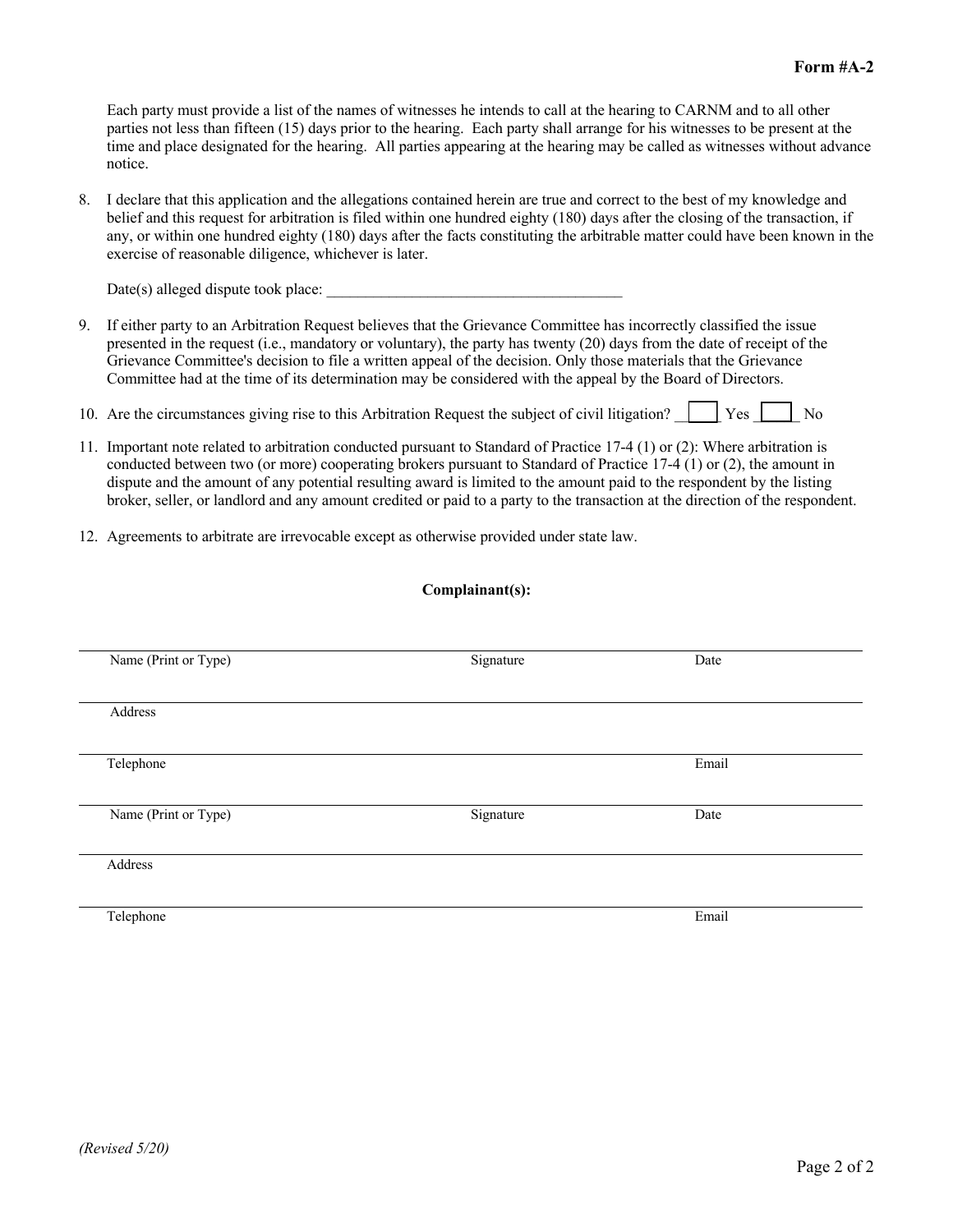Each party must provide a list of the names of witnesses he intends to call at the hearing to CARNM and to all other parties not less than fifteen (15) days prior to the hearing. Each party shall arrange for his witnesses to be present at the time and place designated for the hearing. All parties appearing at the hearing may be called as witnesses without advance notice.

8. I declare that this application and the allegations contained herein are true and correct to the best of my knowledge and belief and this request for arbitration is filed within one hundred eighty (180) days after the closing of the transaction, if any, or within one hundred eighty (180) days after the facts constituting the arbitrable matter could have been known in the exercise of reasonable diligence, whichever is later.

   Date(s) alleged dispute took place: ______________________________________

9. If either party to an Arbitration Request believes that the Grievance Committee has incorrectly classified the issue presented in the request (i.e., mandatory or voluntary), the party has twenty (20) days from the date of receipt of the Grievance Committee's decision to file a written appeal of the decision. Only those materials that the Grievance Committee had at the time of its determination may be considered with the appeal by the Board of Directors.

10. Are the circumstances giving rise to this Arbitration Request the subject of civil litigation? ☐ Yes ☐ No

11. Important note related to arbitration conducted pursuant to Standard of Practice 17-4 (1) or (2): Where arbitration is conducted between two (or more) cooperating brokers pursuant to Standard of Practice 17-4 (1) or (2), the amount in dispute and the amount of any potential resulting award is limited to the amount paid to the respondent by the listing broker, seller, or landlord and any amount credited or paid to a party to the transaction at the direction of the respondent.

12. Agreements to arbitrate are irrevocable except as otherwise provided under state law.

**Complainant(s):**

Name (Print or Type) ______ Signature ______ Date ______

Address ______

Telephone ______ Email ______

Name (Print or Type) ______ Signature ______ Date ______

Address ______

Telephone ______ Email ______

*(Revised 5/20)*